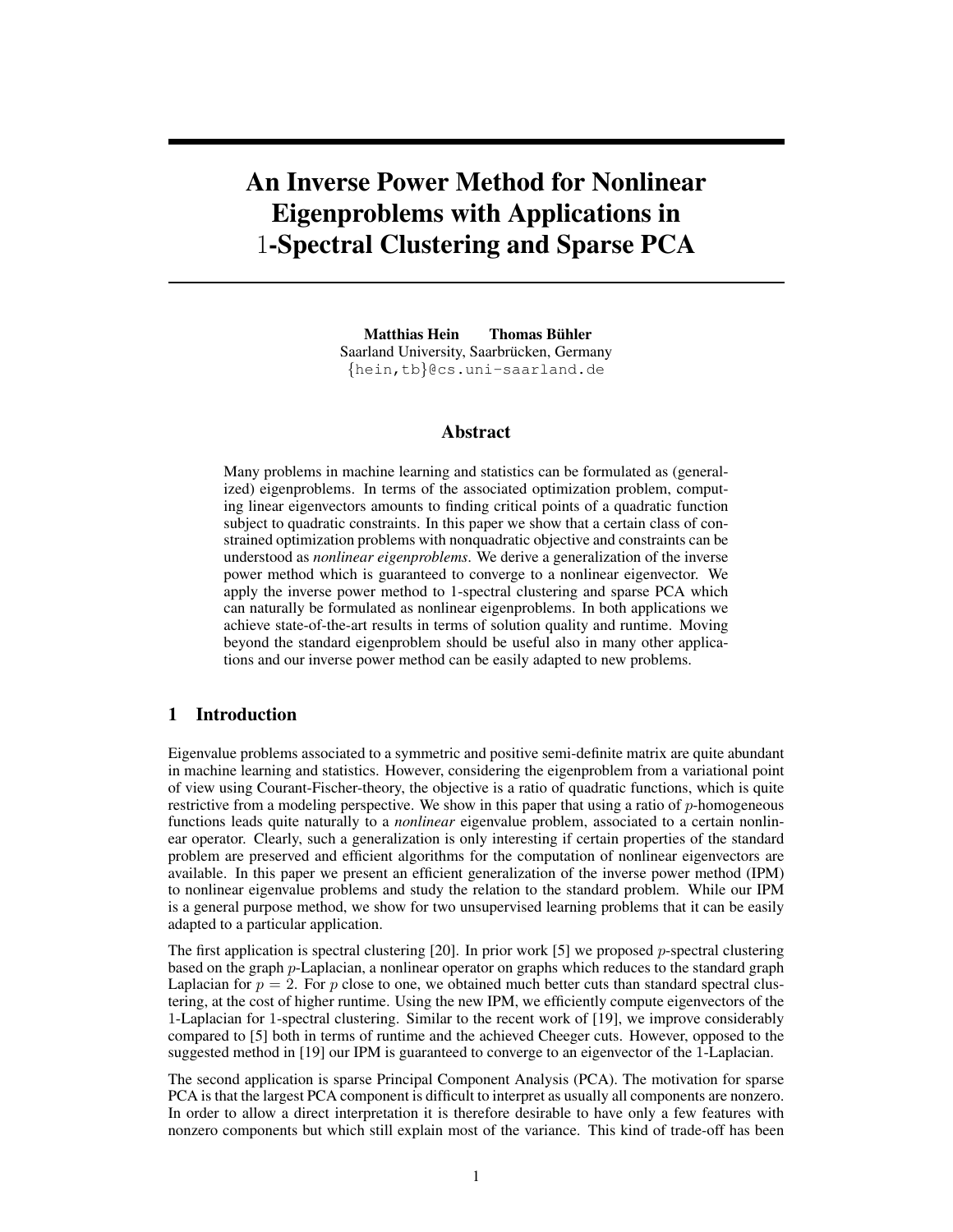# An Inverse Power Method for Nonlinear Eigenproblems with Applications in 1-Spectral Clustering and Sparse PCA

**Matthias Hein** **Thomas Bühler**
Saarland University, Saarbrücken, Germany
{hein,tb}@cs.uni-saarland.de

## Abstract

Many problems in machine learning and statistics can be formulated as (generalized) eigenproblems. In terms of the associated optimization problem, computing linear eigenvectors amounts to finding critical points of a quadratic function subject to quadratic constraints. In this paper we show that a certain class of constrained optimization problems with nonquadratic objective and constraints can be understood as *nonlinear eigenproblems*. We derive a generalization of the inverse power method which is guaranteed to converge to a nonlinear eigenvector. We apply the inverse power method to 1-spectral clustering and sparse PCA which can naturally be formulated as nonlinear eigenproblems. In both applications we achieve state-of-the-art results in terms of solution quality and runtime. Moving beyond the standard eigenproblem should be useful also in many other applications and our inverse power method can be easily adapted to new problems.

## 1 Introduction

Eigenvalue problems associated to a symmetric and positive semi-definite matrix are quite abundant in machine learning and statistics. However, considering the eigenproblem from a variational point of view using Courant-Fischer-theory, the objective is a ratio of quadratic functions, which is quite restrictive from a modeling perspective. We show in this paper that using a ratio of $p$-homogeneous functions leads quite naturally to a *nonlinear* eigenvalue problem, associated to a certain nonlinear operator. Clearly, such a generalization is only interesting if certain properties of the standard problem are preserved and efficient algorithms for the computation of nonlinear eigenvectors are available. In this paper we present an efficient generalization of the inverse power method (IPM) to nonlinear eigenvalue problems and study the relation to the standard problem. While our IPM is a general purpose method, we show for two unsupervised learning problems that it can be easily adapted to a particular application.

The first application is spectral clustering [20]. In prior work [5] we proposed $p$-spectral clustering based on the graph $p$-Laplacian, a nonlinear operator on graphs which reduces to the standard graph Laplacian for $p = 2$. For $p$ close to one, we obtained much better cuts than standard spectral clustering, at the cost of higher runtime. Using the new IPM, we efficiently compute eigenvectors of the 1-Laplacian for 1-spectral clustering. Similar to the recent work of [19], we improve considerably compared to [5] both in terms of runtime and the achieved Cheeger cuts. However, opposed to the suggested method in [19] our IPM is guaranteed to converge to an eigenvector of the 1-Laplacian.

The second application is sparse Principal Component Analysis (PCA). The motivation for sparse PCA is that the largest PCA component is difficult to interpret as usually all components are nonzero. In order to allow a direct interpretation it is therefore desirable to have only a few features with nonzero components but which still explain most of the variance. This kind of trade-off has been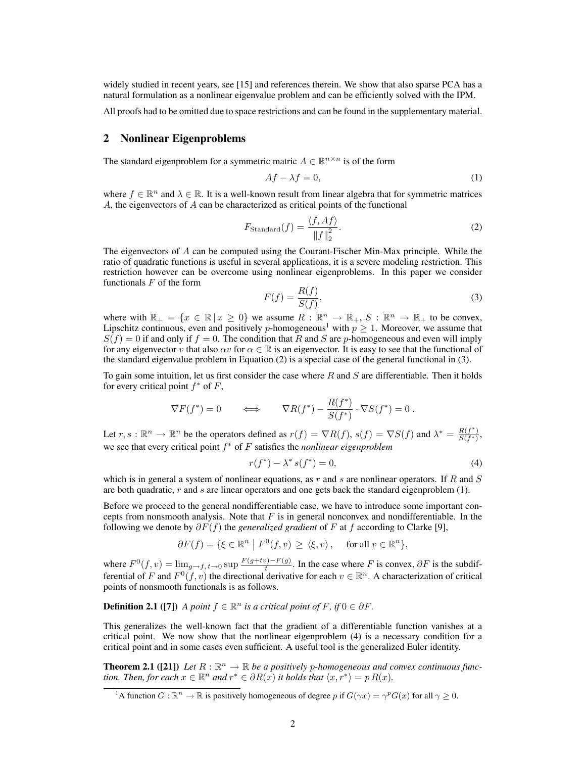widely studied in recent years, see [15] and references therein. We show that also sparse PCA has a natural formulation as a nonlinear eigenvalue problem and can be efficiently solved with the IPM.

All proofs had to be omitted due to space restrictions and can be found in the supplementary material.

## 2 Nonlinear Eigenproblems

The standard eigenproblem for a symmetric matric $A \in \mathbb{R}^{n \times n}$ is of the form

$$Af - \lambda f = 0, \tag{1}$$

where $f \in \mathbb{R}^n$ and $\lambda \in \mathbb{R}$. It is a well-known result from linear algebra that for symmetric matrices $A$, the eigenvectors of $A$ can be characterized as critical points of the functional

$$F_{\text{Standard}}(f) = \frac{\langle f, Af \rangle}{\|f\|_2^2}. \tag{2}$$

The eigenvectors of $A$ can be computed using the Courant-Fischer Min-Max principle. While the ratio of quadratic functions is useful in several applications, it is a severe modeling restriction. This restriction however can be overcome using nonlinear eigenproblems. In this paper we consider functionals $F$ of the form

$$F(f) = \frac{R(f)}{S(f)}, \tag{3}$$

where with $\mathbb{R}_+ = \{x \in \mathbb{R} \,|\, x \geq 0\}$ we assume $R : \mathbb{R}^n \to \mathbb{R}_+$, $S : \mathbb{R}^n \to \mathbb{R}_+$ to be convex, Lipschitz continuous, even and positively $p$-homogeneous[1] with $p \geq 1$. Moreover, we assume that $S(f) = 0$ if and only if $f = 0$. The condition that $R$ and $S$ are $p$-homogeneous and even will imply for any eigenvector $v$ that also $\alpha v$ for $\alpha \in \mathbb{R}$ is an eigenvector. It is easy to see that the functional of the standard eigenvalue problem in Equation (2) is a special case of the general functional in (3).

To gain some intuition, let us first consider the case where $R$ and $S$ are differentiable. Then it holds for every critical point $f^*$ of $F$,

$$\nabla F(f^*) = 0 \qquad \Longleftrightarrow \qquad \nabla R(f^*) - \frac{R(f^*)}{S(f^*)} \cdot \nabla S(f^*) = 0\,.$$

Let $r, s : \mathbb{R}^n \to \mathbb{R}^n$ be the operators defined as $r(f) = \nabla R(f)$, $s(f) = \nabla S(f)$ and $\lambda^* = \frac{R(f^*)}{S(f^*)}$, we see that every critical point $f^*$ of $F$ satisfies the *nonlinear eigenproblem*

$$r(f^*) - \lambda^* \, s(f^*) = 0, \tag{4}$$

which is in general a system of nonlinear equations, as $r$ and $s$ are nonlinear operators. If $R$ and $S$ are both quadratic, $r$ and $s$ are linear operators and one gets back the standard eigenproblem (1).

Before we proceed to the general nondifferentiable case, we have to introduce some important concepts from nonsmooth analysis. Note that $F$ is in general nonconvex and nondifferentiable. In the following we denote by $\partial F(f)$ the *generalized gradient* of $F$ at $f$ according to Clarke [9],

$$\partial F(f) = \{\xi \in \mathbb{R}^n \;\big|\; F^0(f, v) \;\geq\; \langle \xi, v \rangle\,, \quad \text{for all } v \in \mathbb{R}^n\},$$

where $F^0(f, v) = \lim_{g \to f,\, t \to 0} \sup \frac{F(g+tv) - F(g)}{t}$. In the case where $F$ is convex, $\partial F$ is the subdifferential of $F$ and $F^0(f, v)$ the directional derivative for each $v \in \mathbb{R}^n$. A characterization of critical points of nonsmooth functionals is as follows.

**Definition 2.1 ([7])** *A point $f \in \mathbb{R}^n$ is a critical point of $F$, if $0 \in \partial F$.*

This generalizes the well-known fact that the gradient of a differentiable function vanishes at a critical point. We now show that the nonlinear eigenproblem (4) is a necessary condition for a critical point and in some cases even sufficient. A useful tool is the generalized Euler identity.

**Theorem 2.1 ([21])** *Let $R : \mathbb{R}^n \to \mathbb{R}$ be a positively $p$-homogeneous and convex continuous function. Then, for each $x \in \mathbb{R}^n$ and $r^* \in \partial R(x)$ it holds that $\langle x, r^* \rangle = p\, R(x)$.*

[1] A function $G : \mathbb{R}^n \to \mathbb{R}$ is positively homogeneous of degree $p$ if $G(\gamma x) = \gamma^p G(x)$ for all $\gamma \geq 0$.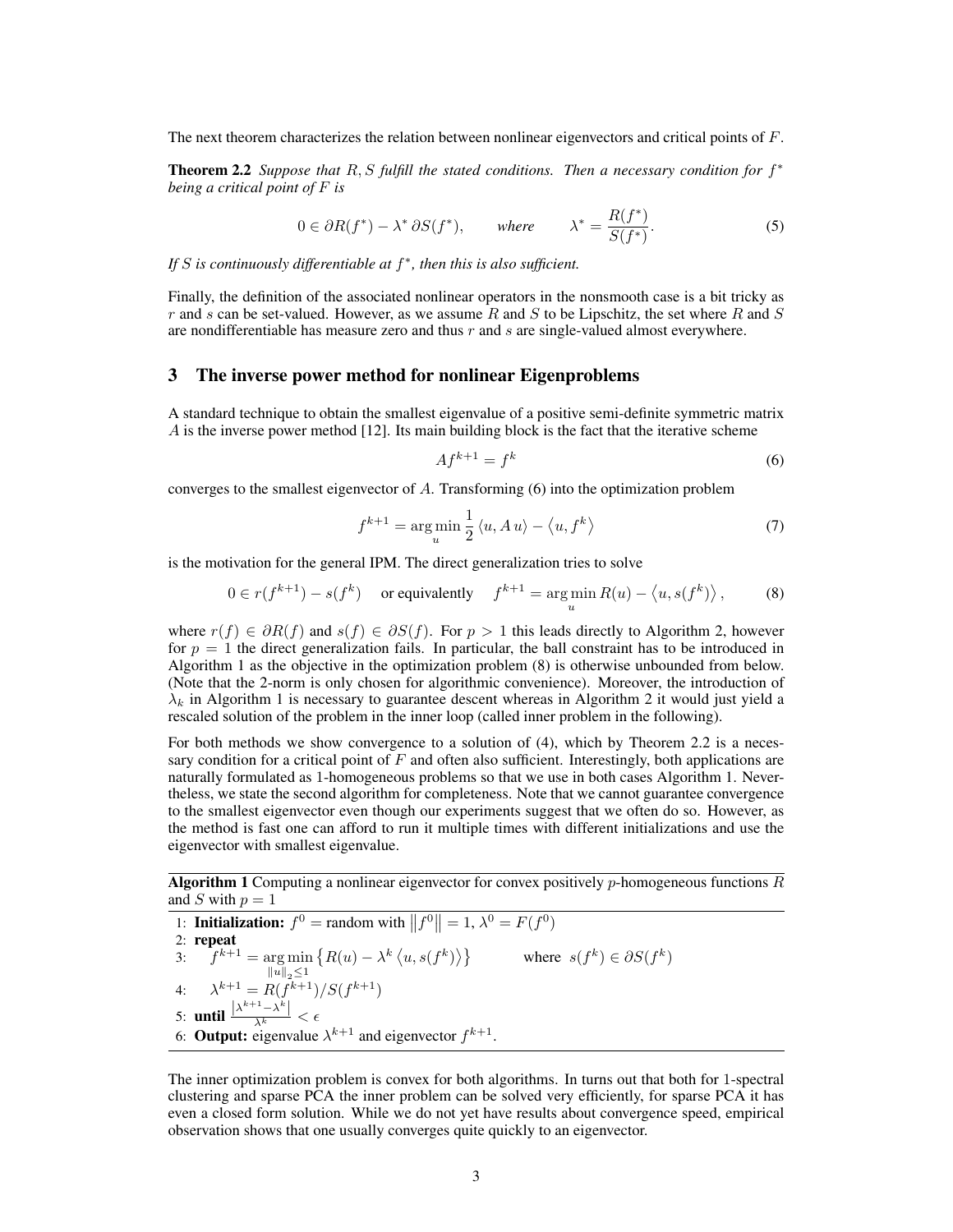The next theorem characterizes the relation between nonlinear eigenvectors and critical points of $F$.

**Theorem 2.2** *Suppose that $R, S$ fulfill the stated conditions. Then a necessary condition for $f^*$ being a critical point of $F$ is*

$$0 \in \partial R(f^*) - \lambda^* \, \partial S(f^*), \qquad \text{where} \qquad \lambda^* = \frac{R(f^*)}{S(f^*)}. \tag{5}$$

*If $S$ is continuously differentiable at $f^*$, then this is also sufficient.*

Finally, the definition of the associated nonlinear operators in the nonsmooth case is a bit tricky as $r$ and $s$ can be set-valued. However, as we assume $R$ and $S$ to be Lipschitz, the set where $R$ and $S$ are nondifferentiable has measure zero and thus $r$ and $s$ are single-valued almost everywhere.

## 3 The inverse power method for nonlinear Eigenproblems

A standard technique to obtain the smallest eigenvalue of a positive semi-definite symmetric matrix $A$ is the inverse power method [12]. Its main building block is the fact that the iterative scheme

$$A f^{k+1} = f^k \tag{6}$$

converges to the smallest eigenvector of $A$. Transforming (6) into the optimization problem

$$f^{k+1} = \arg\min_u \frac{1}{2} \langle u, A\, u \rangle - \langle u, f^k \rangle \tag{7}$$

is the motivation for the general IPM. The direct generalization tries to solve

$$0 \in r(f^{k+1}) - s(f^k) \quad \text{or equivalently} \quad f^{k+1} = \arg\min_u R(u) - \langle u, s(f^k) \rangle, \tag{8}$$

where $r(f) \in \partial R(f)$ and $s(f) \in \partial S(f)$. For $p > 1$ this leads directly to Algorithm 2, however for $p = 1$ the direct generalization fails. In particular, the ball constraint has to be introduced in Algorithm 1 as the objective in the optimization problem (8) is otherwise unbounded from below. (Note that the 2-norm is only chosen for algorithmic convenience). Moreover, the introduction of $\lambda_k$ in Algorithm 1 is necessary to guarantee descent whereas in Algorithm 2 it would just yield a rescaled solution of the problem in the inner loop (called inner problem in the following).

For both methods we show convergence to a solution of (4), which by Theorem 2.2 is a necessary condition for a critical point of $F$ and often also sufficient. Interestingly, both applications are naturally formulated as 1-homogeneous problems so that we use in both cases Algorithm 1. Nevertheless, we state the second algorithm for completeness. Note that we cannot guarantee convergence to the smallest eigenvector even though our experiments suggest that we often do so. However, as the method is fast one can afford to run it multiple times with different initializations and use the eigenvector with smallest eigenvalue.

**Algorithm 1** Computing a nonlinear eigenvector for convex positively $p$-homogeneous functions $R$ and $S$ with $p = 1$

1: **Initialization:** $f^0 = $ random with $\|f^0\| = 1$, $\lambda^0 = F(f^0)$
2: **repeat**
3: $\quad f^{k+1} = \arg\min_{\|u\|_2 \leq 1} \left\{ R(u) - \lambda^k \langle u, s(f^k) \rangle \right\} \qquad$ where $s(f^k) \in \partial S(f^k)$
4: $\quad \lambda^{k+1} = R(f^{k+1}) / S(f^{k+1})$
5: **until** $\frac{|\lambda^{k+1} - \lambda^k|}{\lambda^k} < \epsilon$
6: **Output:** eigenvalue $\lambda^{k+1}$ and eigenvector $f^{k+1}$.

The inner optimization problem is convex for both algorithms. In turns out that both for 1-spectral clustering and sparse PCA the inner problem can be solved very efficiently, for sparse PCA it has even a closed form solution. While we do not yet have results about convergence speed, empirical observation shows that one usually converges quite quickly to an eigenvector.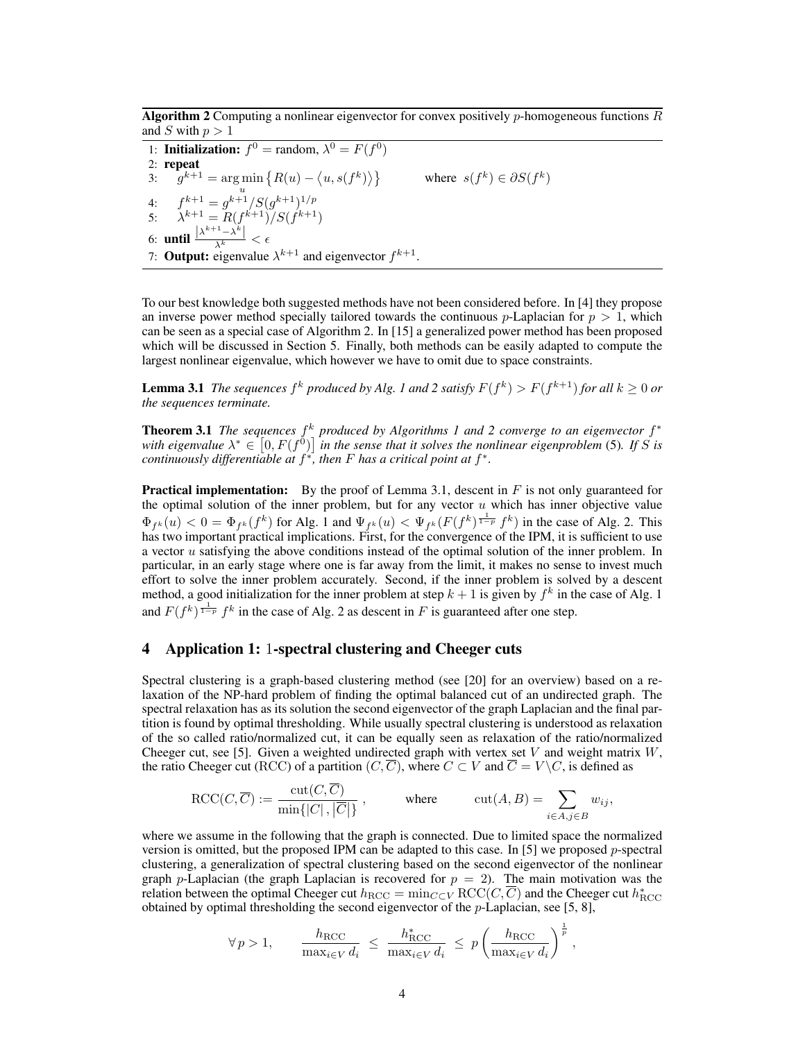**Algorithm 2** Computing a nonlinear eigenvector for convex positively $p$-homogeneous functions $R$ and $S$ with $p > 1$

1: **Initialization:** $f^0 = $ random, $\lambda^0 = F(f^0)$
2: **repeat**
3: $\quad g^{k+1} = \arg\min_u \{ R(u) - \langle u, s(f^k) \rangle \}$ $\qquad$ where $s(f^k) \in \partial S(f^k)$
4: $\quad f^{k+1} = g^{k+1} / S(g^{k+1})^{1/p}$
5: $\quad \lambda^{k+1} = R(f^{k+1}) / S(f^{k+1})$
6: **until** $\frac{|\lambda^{k+1} - \lambda^k|}{\lambda^k} < \epsilon$
7: **Output:** eigenvalue $\lambda^{k+1}$ and eigenvector $f^{k+1}$.

To our best knowledge both suggested methods have not been considered before. In [4] they propose an inverse power method specially tailored towards the continuous $p$-Laplacian for $p > 1$, which can be seen as a special case of Algorithm 2. In [15] a generalized power method has been proposed which will be discussed in Section 5. Finally, both methods can be easily adapted to compute the largest nonlinear eigenvalue, which however we have to omit due to space constraints.

**Lemma 3.1** *The sequences $f^k$ produced by Alg. 1 and 2 satisfy $F(f^k) > F(f^{k+1})$ for all $k \geq 0$ or the sequences terminate.*

**Theorem 3.1** *The sequences $f^k$ produced by Algorithms 1 and 2 converge to an eigenvector $f^*$ with eigenvalue $\lambda^* \in [0, F(f^0)]$ in the sense that it solves the nonlinear eigenproblem (5). If $S$ is continuously differentiable at $f^*$, then $F$ has a critical point at $f^*$.*

**Practical implementation:** By the proof of Lemma 3.1, descent in $F$ is not only guaranteed for the optimal solution of the inner problem, but for any vector $u$ which has inner objective value $\Phi_{f^k}(u) < 0 = \Phi_{f^k}(f^k)$ for Alg. 1 and $\Psi_{f^k}(u) < \Psi_{f^k}(F(f^k)^{\frac{1}{1-p}} f^k)$ in the case of Alg. 2. This has two important practical implications. First, for the convergence of the IPM, it is sufficient to use a vector $u$ satisfying the above conditions instead of the optimal solution of the inner problem. In particular, in an early stage where one is far away from the limit, it makes no sense to invest much effort to solve the inner problem accurately. Second, if the inner problem is solved by a descent method, a good initialization for the inner problem at step $k+1$ is given by $f^k$ in the case of Alg. 1 and $F(f^k)^{\frac{1}{1-p}} f^k$ in the case of Alg. 2 as descent in $F$ is guaranteed after one step.

## 4 Application 1: 1-spectral clustering and Cheeger cuts

Spectral clustering is a graph-based clustering method (see [20] for an overview) based on a relaxation of the NP-hard problem of finding the optimal balanced cut of an undirected graph. The spectral relaxation has as its solution the second eigenvector of the graph Laplacian and the final partition is found by optimal thresholding. While usually spectral clustering is understood as relaxation of the so called ratio/normalized cut, it can be equally seen as relaxation of the ratio/normalized Cheeger cut, see [5]. Given a weighted undirected graph with vertex set $V$ and weight matrix $W$, the ratio Cheeger cut (RCC) of a partition $(C, \overline{C})$, where $C \subset V$ and $\overline{C} = V \backslash C$, is defined as

$$\mathrm{RCC}(C, \overline{C}) := \frac{\mathrm{cut}(C, \overline{C})}{\min\{|C|, |\overline{C}|\}}, \qquad \text{where} \qquad \mathrm{cut}(A, B) = \sum_{i \in A, j \in B} w_{ij},$$

where we assume in the following that the graph is connected. Due to limited space the normalized version is omitted, but the proposed IPM can be adapted to this case. In [5] we proposed $p$-spectral clustering, a generalization of spectral clustering based on the second eigenvector of the nonlinear graph $p$-Laplacian (the graph Laplacian is recovered for $p = 2$). The main motivation was the relation between the optimal Cheeger cut $h_{\mathrm{RCC}} = \min_{C \subset V} \mathrm{RCC}(C, \overline{C})$ and the Cheeger cut $h^*_{\mathrm{RCC}}$ obtained by optimal thresholding the second eigenvector of the $p$-Laplacian, see [5, 8],

$$\forall\, p > 1, \qquad \frac{h_{\mathrm{RCC}}}{\max_{i \in V} d_i} \leq \frac{h^*_{\mathrm{RCC}}}{\max_{i \in V} d_i} \leq p \left( \frac{h_{\mathrm{RCC}}}{\max_{i \in V} d_i} \right)^{\frac{1}{p}},$$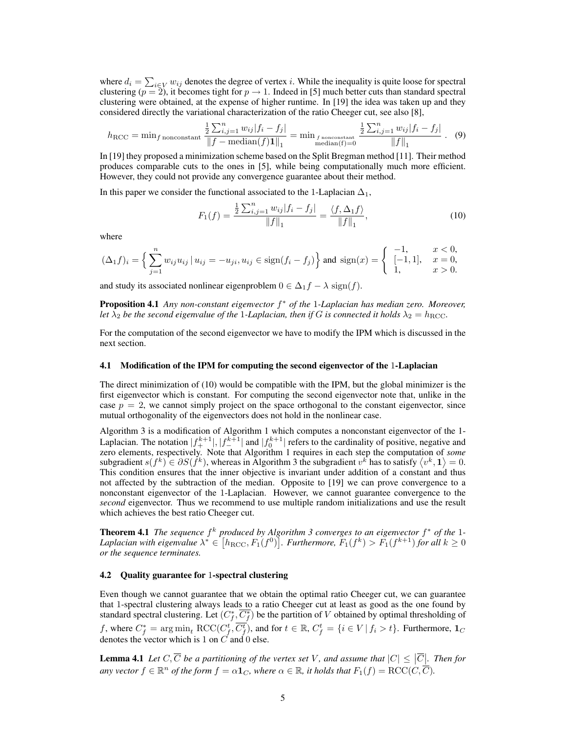where $d_i = \sum_{i \in V} w_{ij}$ denotes the degree of vertex $i$. While the inequality is quite loose for spectral clustering ($p = 2$), it becomes tight for $p \to 1$. Indeed in [5] much better cuts than standard spectral clustering were obtained, at the expense of higher runtime. In [19] the idea was taken up and they considered directly the variational characterization of the ratio Cheeger cut, see also [8],

$$h_{\mathrm{RCC}} = \min_{f \text{ nonconstant}} \frac{\frac{1}{2}\sum_{i,j=1}^{n} w_{ij}|f_i - f_j|}{\|f - \mathrm{median}(f)\mathbf{1}\|_1} = \min_{\substack{f \text{ nonconstant} \\ \mathrm{median(f)=0}}} \frac{\frac{1}{2}\sum_{i,j=1}^{n} w_{ij}|f_i - f_j|}{\|f\|_1}. \quad (9)$$

In [19] they proposed a minimization scheme based on the Split Bregman method [11]. Their method produces comparable cuts to the ones in [5], while being computationally much more efficient. However, they could not provide any convergence guarantee about their method.

In this paper we consider the functional associated to the 1-Laplacian $\Delta_1$,

$$F_1(f) = \frac{\frac{1}{2}\sum_{i,j=1}^{n} w_{ij}|f_i - f_j|}{\|f\|_1} = \frac{\langle f, \Delta_1 f\rangle}{\|f\|_1}, \quad (10)$$

where

$$(\Delta_1 f)_i = \Big\{ \sum_{j=1}^{n} w_{ij} u_{ij} \,|\, u_{ij} = -u_{ji}, u_{ij} \in \mathrm{sign}(f_i - f_j) \Big\} \text{ and } \mathrm{sign}(x) = \begin{cases} -1, & x < 0, \\ [-1, 1], & x = 0, \\ 1, & x > 0. \end{cases}$$

and study its associated nonlinear eigenproblem $0 \in \Delta_1 f - \lambda\, \mathrm{sign}(f)$.

**Proposition 4.1** *Any non-constant eigenvector $f^*$ of the 1-Laplacian has median zero. Moreover, let $\lambda_2$ be the second eigenvalue of the 1-Laplacian, then if $G$ is connected it holds $\lambda_2 = h_{\mathrm{RCC}}$.*

For the computation of the second eigenvector we have to modify the IPM which is discussed in the next section.

### 4.1 Modification of the IPM for computing the second eigenvector of the 1-Laplacian

The direct minimization of (10) would be compatible with the IPM, but the global minimizer is the first eigenvector which is constant. For computing the second eigenvector note that, unlike in the case $p = 2$, we cannot simply project on the space orthogonal to the constant eigenvector, since mutual orthogonality of the eigenvectors does not hold in the nonlinear case.

Algorithm 3 is a modification of Algorithm 1 which computes a nonconstant eigenvector of the 1-Laplacian. The notation $|f_+^{k+1}|, |f_-^{k+1}|$ and $|f_0^{k+1}|$ refers to the cardinality of positive, negative and zero elements, respectively. Note that Algorithm 1 requires in each step the computation of *some* subgradient $s(f^k) \in \partial S(f^k)$, whereas in Algorithm 3 the subgradient $v^k$ has to satisfy $\langle v^k, \mathbf{1}\rangle = 0$. This condition ensures that the inner objective is invariant under addition of a constant and thus not affected by the subtraction of the median. Opposite to [19] we can prove convergence to a nonconstant eigenvector of the 1-Laplacian. However, we cannot guarantee convergence to the *second* eigenvector. Thus we recommend to use multiple random initializations and use the result which achieves the best ratio Cheeger cut.

**Theorem 4.1** *The sequence $f^k$ produced by Algorithm 3 converges to an eigenvector $f^*$ of the 1-Laplacian with eigenvalue $\lambda^* \in \left[h_{\mathrm{RCC}}, F_1(f^0)\right]$. Furthermore, $F_1(f^k) > F_1(f^{k+1})$ for all $k \geq 0$ or the sequence terminates.*

### 4.2 Quality guarantee for 1-spectral clustering

Even though we cannot guarantee that we obtain the optimal ratio Cheeger cut, we can guarantee that 1-spectral clustering always leads to a ratio Cheeger cut at least as good as the one found by standard spectral clustering. Let $(C_f^*, \overline{C_f^*})$ be the partition of $V$ obtained by optimal thresholding of $f$, where $C_f^* = \arg\min_t \mathrm{RCC}(C_f^t, \overline{C_f^t})$, and for $t \in \mathbb{R}$, $C_f^t = \{i \in V \,|\, f_i > t\}$. Furthermore, $\mathbf{1}_C$ denotes the vector which is 1 on $C$ and 0 else.

**Lemma 4.1** *Let $C, \overline{C}$ be a partitioning of the vertex set $V$, and assume that $|C| \leq |\overline{C}|$. Then for any vector $f \in \mathbb{R}^n$ of the form $f = \alpha \mathbf{1}_C$, where $\alpha \in \mathbb{R}$, it holds that $F_1(f) = \mathrm{RCC}(C, \overline{C})$.*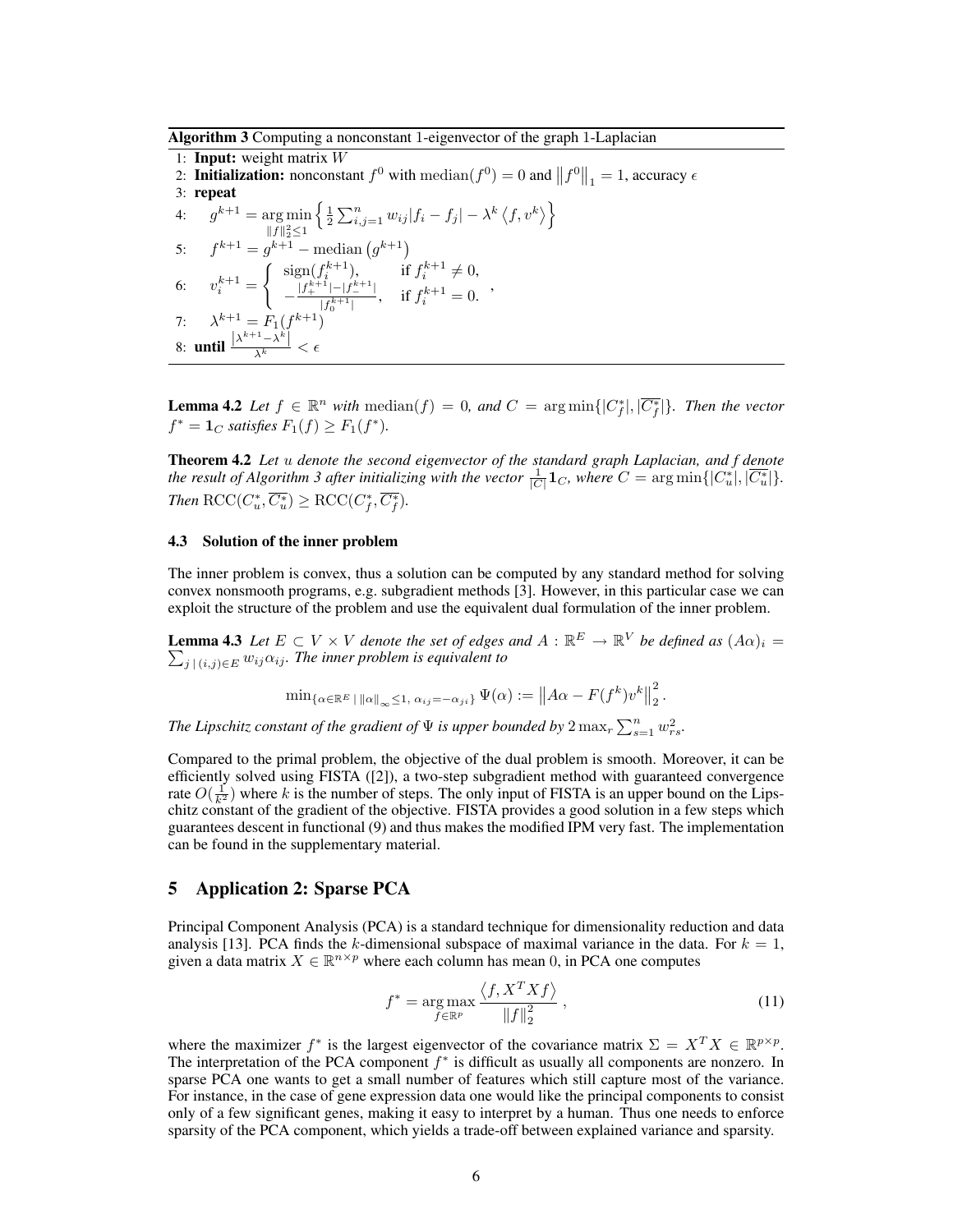**Algorithm 3** Computing a nonconstant 1-eigenvector of the graph 1-Laplacian

1: **Input:** weight matrix $W$
2: **Initialization:** nonconstant $f^0$ with $\mathrm{median}(f^0) = 0$ and $\left\|f^0\right\|_1 = 1$, accuracy $\epsilon$
3: **repeat**
4: $\quad g^{k+1} = \underset{\|f\|_2^2 \leq 1}{\arg\min} \left\{ \frac{1}{2} \sum_{i,j=1}^n w_{ij}|f_i - f_j| - \lambda^k \left\langle f, v^k \right\rangle \right\}$
5: $\quad f^{k+1} = g^{k+1} - \mathrm{median}\left(g^{k+1}\right)$
6: $\quad v_i^{k+1} = \begin{cases} \mathrm{sign}(f_i^{k+1}), & \text{if } f_i^{k+1} \neq 0, \\ -\frac{|f_+^{k+1}| - |f_-^{k+1}|}{|f_0^{k+1}|}, & \text{if } f_i^{k+1} = 0. \end{cases}$,
7: $\quad \lambda^{k+1} = F_1(f^{k+1})$
8: **until** $\frac{\left|\lambda^{k+1} - \lambda^k\right|}{\lambda^k} < \epsilon$

**Lemma 4.2** *Let $f \in \mathbb{R}^n$ with $\mathrm{median}(f) = 0$, and $C = \arg\min\{|C_f^*|, |\overline{C_f^*}|\}$. Then the vector $f^* = \mathbf{1}_C$ satisfies $F_1(f) \geq F_1(f^*)$.*

**Theorem 4.2** *Let $u$ denote the second eigenvector of the standard graph Laplacian, and $f$ denote the result of Algorithm 3 after initializing with the vector $\frac{1}{|C|}\mathbf{1}_C$, where $C = \arg\min\{|C_u^*|, |\overline{C_u^*}|\}$. Then $\mathrm{RCC}(C_u^*, \overline{C_u^*}) \geq \mathrm{RCC}(C_f^*, \overline{C_f^*})$.*

### 4.3 Solution of the inner problem

The inner problem is convex, thus a solution can be computed by any standard method for solving convex nonsmooth programs, e.g. subgradient methods [3]. However, in this particular case we can exploit the structure of the problem and use the equivalent dual formulation of the inner problem.

**Lemma 4.3** *Let $E \subset V \times V$ denote the set of edges and $A : \mathbb{R}^E \to \mathbb{R}^V$ be defined as $(A\alpha)_i = \sum_{j \,|\, (i,j) \in E} w_{ij}\alpha_{ij}$. The inner problem is equivalent to*

$$\min_{\{\alpha \in \mathbb{R}^E \,|\, \|\alpha\|_\infty \leq 1, \, \alpha_{ij} = -\alpha_{ji}\}} \Psi(\alpha) := \left\|A\alpha - F(f^k)v^k\right\|_2^2.$$

*The Lipschitz constant of the gradient of $\Psi$ is upper bounded by $2 \max_r \sum_{s=1}^n w_{rs}^2$.*

Compared to the primal problem, the objective of the dual problem is smooth. Moreover, it can be efficiently solved using FISTA ([2]), a two-step subgradient method with guaranteed convergence rate $O(\frac{1}{k^2})$ where $k$ is the number of steps. The only input of FISTA is an upper bound on the Lipschitz constant of the gradient of the objective. FISTA provides a good solution in a few steps which guarantees descent in functional (9) and thus makes the modified IPM very fast. The implementation can be found in the supplementary material.

## 5 Application 2: Sparse PCA

Principal Component Analysis (PCA) is a standard technique for dimensionality reduction and data analysis [13]. PCA finds the $k$-dimensional subspace of maximal variance in the data. For $k = 1$, given a data matrix $X \in \mathbb{R}^{n \times p}$ where each column has mean 0, in PCA one computes

$$f^* = \underset{f \in \mathbb{R}^p}{\arg\max} \frac{\left\langle f, X^T X f \right\rangle}{\|f\|_2^2}, \tag{11}$$

where the maximizer $f^*$ is the largest eigenvector of the covariance matrix $\Sigma = X^T X \in \mathbb{R}^{p \times p}$. The interpretation of the PCA component $f^*$ is difficult as usually all components are nonzero. In sparse PCA one wants to get a small number of features which still capture most of the variance. For instance, in the case of gene expression data one would like the principal components to consist only of a few significant genes, making it easy to interpret by a human. Thus one needs to enforce sparsity of the PCA component, which yields a trade-off between explained variance and sparsity.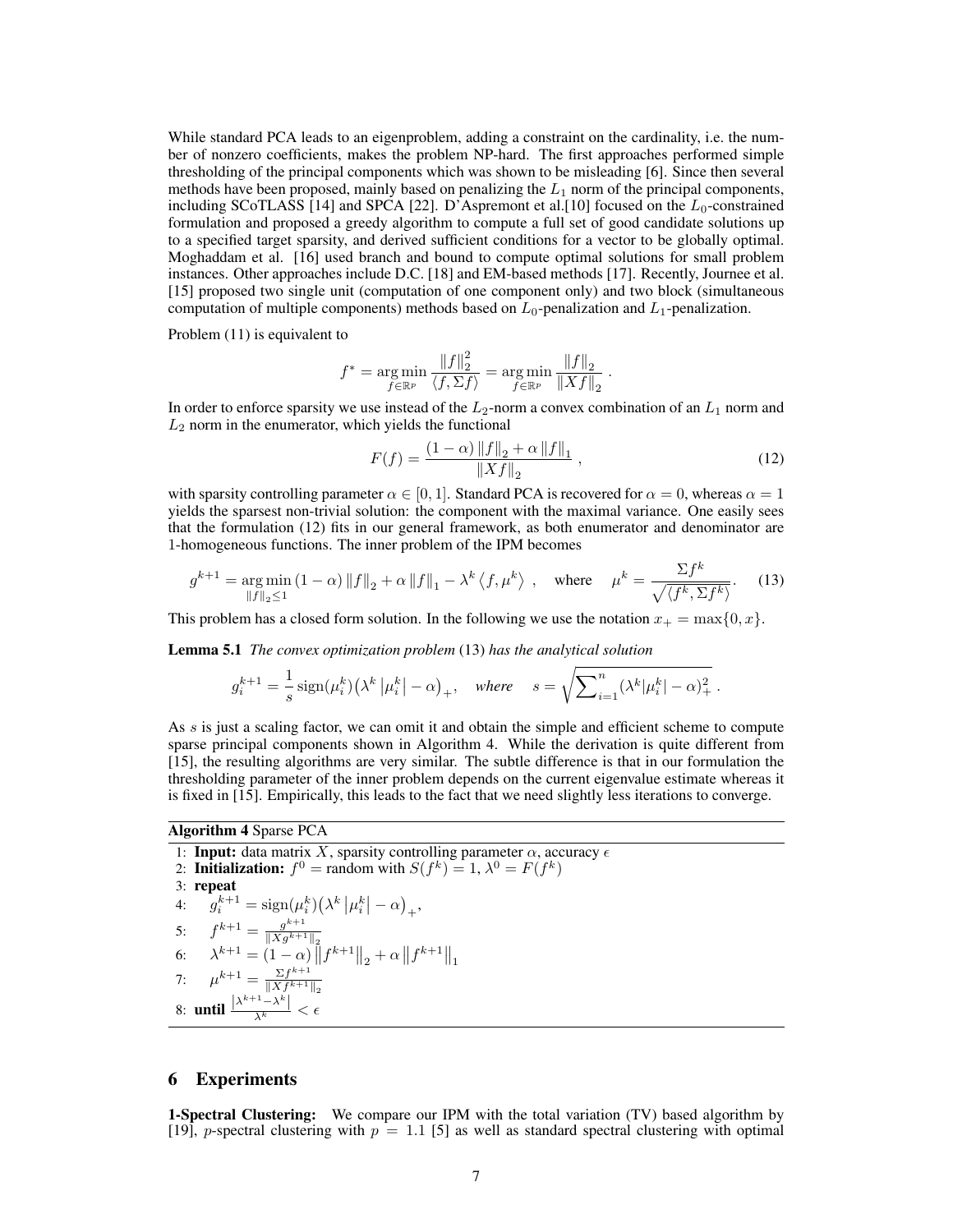While standard PCA leads to an eigenproblem, adding a constraint on the cardinality, i.e. the number of nonzero coefficients, makes the problem NP-hard. The first approaches performed simple thresholding of the principal components which was shown to be misleading [6]. Since then several methods have been proposed, mainly based on penalizing the $L_1$ norm of the principal components, including SCoTLASS [14] and SPCA [22]. D'Aspremont et al.[10] focused on the $L_0$-constrained formulation and proposed a greedy algorithm to compute a full set of good candidate solutions up to a specified target sparsity, and derived sufficient conditions for a vector to be globally optimal. Moghaddam et al. [16] used branch and bound to compute optimal solutions for small problem instances. Other approaches include D.C. [18] and EM-based methods [17]. Recently, Journee et al. [15] proposed two single unit (computation of one component only) and two block (simultaneous computation of multiple components) methods based on $L_0$-penalization and $L_1$-penalization.

Problem (11) is equivalent to

$$f^* = \underset{f \in \mathbb{R}^p}{\arg\min} \frac{\|f\|_2^2}{\langle f, \Sigma f \rangle} = \underset{f \in \mathbb{R}^p}{\arg\min} \frac{\|f\|_2}{\|Xf\|_2} .$$

In order to enforce sparsity we use instead of the $L_2$-norm a convex combination of an $L_1$ norm and $L_2$ norm in the enumerator, which yields the functional

$$F(f) = \frac{(1-\alpha)\|f\|_2 + \alpha \|f\|_1}{\|Xf\|_2} , \tag{12}$$

with sparsity controlling parameter $\alpha \in [0, 1]$. Standard PCA is recovered for $\alpha = 0$, whereas $\alpha = 1$ yields the sparsest non-trivial solution: the component with the maximal variance. One easily sees that the formulation (12) fits in our general framework, as both enumerator and denominator are 1-homogeneous functions. The inner problem of the IPM becomes

$$g^{k+1} = \underset{\|f\|_2 \leq 1}{\arg\min} (1-\alpha)\|f\|_2 + \alpha \|f\|_1 - \lambda^k \langle f, \mu^k \rangle , \quad \text{where} \quad \mu^k = \frac{\Sigma f^k}{\sqrt{\langle f^k, \Sigma f^k \rangle}}. \tag{13}$$

This problem has a closed form solution. In the following we use the notation $x_+ = \max\{0, x\}$.

**Lemma 5.1** *The convex optimization problem* (13) *has the analytical solution*

$$g_i^{k+1} = \frac{1}{s} \operatorname{sign}(\mu_i^k)\big(\lambda^k \left|\mu_i^k\right| - \alpha\big)_+, \quad \textit{where} \quad s = \sqrt{\sum_{i=1}^{n} (\lambda^k |\mu_i^k| - \alpha)_+^2} .$$

As $s$ is just a scaling factor, we can omit it and obtain the simple and efficient scheme to compute sparse principal components shown in Algorithm 4. While the derivation is quite different from [15], the resulting algorithms are very similar. The subtle difference is that in our formulation the thresholding parameter of the inner problem depends on the current eigenvalue estimate whereas it is fixed in [15]. Empirically, this leads to the fact that we need slightly less iterations to converge.

**Algorithm 4** Sparse PCA

1: **Input:** data matrix $X$, sparsity controlling parameter $\alpha$, accuracy $\epsilon$
2: **Initialization:** $f^0$ = random with $S(f^k) = 1$, $\lambda^0 = F(f^k)$
3: **repeat**
4: $\quad g_i^{k+1} = \operatorname{sign}(\mu_i^k)\big(\lambda^k \left|\mu_i^k\right| - \alpha\big)_+$,
5: $\quad f^{k+1} = \frac{g^{k+1}}{\|Xg^{k+1}\|_2}$
6: $\quad \lambda^{k+1} = (1-\alpha)\left\|f^{k+1}\right\|_2 + \alpha \left\|f^{k+1}\right\|_1$
7: $\quad \mu^{k+1} = \frac{\Sigma f^{k+1}}{\|Xf^{k+1}\|_2}$
8: **until** $\frac{\left|\lambda^{k+1} - \lambda^k\right|}{\lambda^k} < \epsilon$

## 6 Experiments

**1-Spectral Clustering:** We compare our IPM with the total variation (TV) based algorithm by [19], $p$-spectral clustering with $p = 1.1$ [5] as well as standard spectral clustering with optimal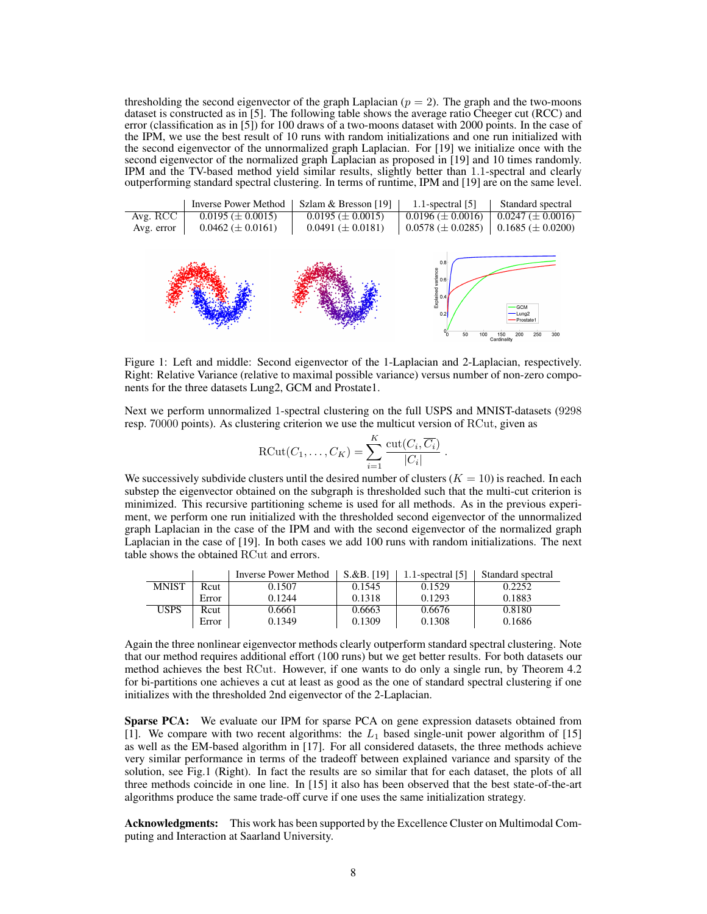thresholding the second eigenvector of the graph Laplacian ($p = 2$). The graph and the two-moons dataset is constructed as in [5]. The following table shows the average ratio Cheeger cut (RCC) and error (classification as in [5]) for 100 draws of a two-moons dataset with 2000 points. In the case of the IPM, we use the best result of 10 runs with random initializations and one run initialized with the second eigenvector of the unnormalized graph Laplacian. For [19] we initialize once with the second eigenvector of the normalized graph Laplacian as proposed in [19] and 10 times randomly. IPM and the TV-based method yield similar results, slightly better than 1.1-spectral and clearly outperforming standard spectral clustering. In terms of runtime, IPM and [19] are on the same level.

| | Inverse Power Method | Szlam & Bresson [19] | 1.1-spectral [5] | Standard spectral |
|---|---|---|---|---|
| Avg. RCC | 0.0195 ($\pm$ 0.0015) | 0.0195 ($\pm$ 0.0015) | 0.0196 ($\pm$ 0.0016) | 0.0247 ($\pm$ 0.0016) |
| Avg. error | 0.0462 ($\pm$ 0.0161) | 0.0491 ($\pm$ 0.0181) | 0.0578 ($\pm$ 0.0285) | 0.1685 ($\pm$ 0.0200) |

Figure 1: Left and middle: Second eigenvector of the 1-Laplacian and 2-Laplacian, respectively. Right: Relative Variance (relative to maximal possible variance) versus number of non-zero components for the three datasets Lung2, GCM and Prostate1.

Next we perform unnormalized 1-spectral clustering on the full USPS and MNIST-datasets (9298 resp. 70000 points). As clustering criterion we use the multicut version of RCut, given as

$$\mathrm{RCut}(C_1, \ldots, C_K) = \sum_{i=1}^{K} \frac{\mathrm{cut}(C_i, \overline{C_i})}{|C_i|} .$$

We successively subdivide clusters until the desired number of clusters ($K = 10$) is reached. In each substep the eigenvector obtained on the subgraph is thresholded such that the multi-cut criterion is minimized. This recursive partitioning scheme is used for all methods. As in the previous experiment, we perform one run initialized with the thresholded second eigenvector of the unnormalized graph Laplacian in the case of the IPM and with the second eigenvector of the normalized graph Laplacian in the case of [19]. In both cases we add 100 runs with random initializations. The next table shows the obtained RCut and errors.

| | | Inverse Power Method | S.&B. [19] | 1.1-spectral [5] | Standard spectral |
|---|---|---|---|---|---|
| MNIST | Rcut | 0.1507 | 0.1545 | 0.1529 | 0.2252 |
| | Error | 0.1244 | 0.1318 | 0.1293 | 0.1883 |
| USPS | Rcut | 0.6661 | 0.6663 | 0.6676 | 0.8180 |
| | Error | 0.1349 | 0.1309 | 0.1308 | 0.1686 |

Again the three nonlinear eigenvector methods clearly outperform standard spectral clustering. Note that our method requires additional effort (100 runs) but we get better results. For both datasets our method achieves the best RCut. However, if one wants to do only a single run, by Theorem 4.2 for bi-partitions one achieves a cut at least as good as the one of standard spectral clustering if one initializes with the thresholded 2nd eigenvector of the 2-Laplacian.

**Sparse PCA:** We evaluate our IPM for sparse PCA on gene expression datasets obtained from [1]. We compare with two recent algorithms: the $L_1$ based single-unit power algorithm of [15] as well as the EM-based algorithm in [17]. For all considered datasets, the three methods achieve very similar performance in terms of the tradeoff between explained variance and sparsity of the solution, see Fig.1 (Right). In fact the results are so similar that for each dataset, the plots of all three methods coincide in one line. In [15] it also has been observed that the best state-of-the-art algorithms produce the same trade-off curve if one uses the same initialization strategy.

**Acknowledgments:** This work has been supported by the Excellence Cluster on Multimodal Computing and Interaction at Saarland University.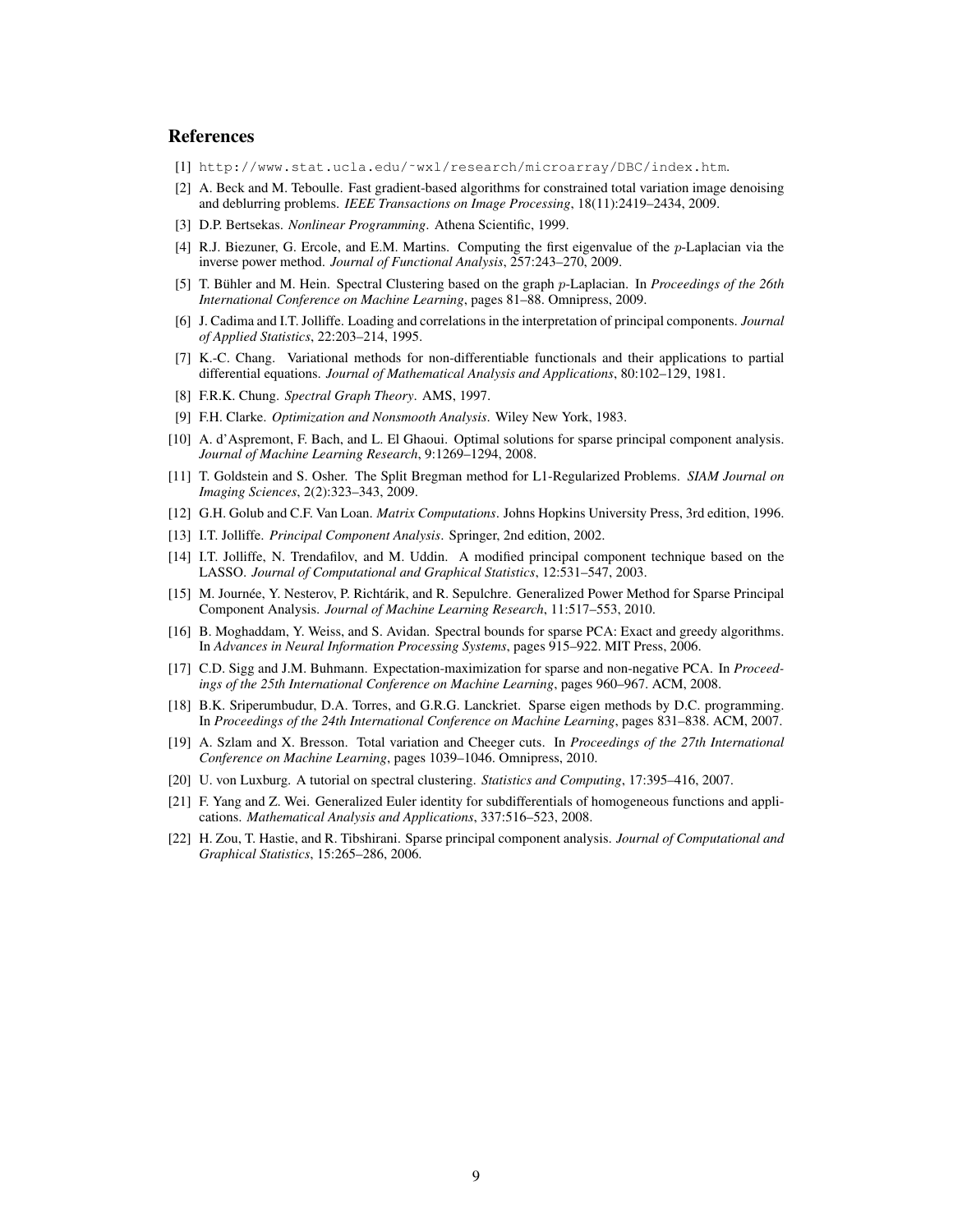# References

[1] http://www.stat.ucla.edu/~wxl/research/microarray/DBC/index.htm.

[2] A. Beck and M. Teboulle. Fast gradient-based algorithms for constrained total variation image denoising and deblurring problems. *IEEE Transactions on Image Processing*, 18(11):2419–2434, 2009.

[3] D.P. Bertsekas. *Nonlinear Programming*. Athena Scientific, 1999.

[4] R.J. Biezuner, G. Ercole, and E.M. Martins. Computing the first eigenvalue of the $p$-Laplacian via the inverse power method. *Journal of Functional Analysis*, 257:243–270, 2009.

[5] T. Bühler and M. Hein. Spectral Clustering based on the graph $p$-Laplacian. In *Proceedings of the 26th International Conference on Machine Learning*, pages 81–88. Omnipress, 2009.

[6] J. Cadima and I.T. Jolliffe. Loading and correlations in the interpretation of principal components. *Journal of Applied Statistics*, 22:203–214, 1995.

[7] K.-C. Chang. Variational methods for non-differentiable functionals and their applications to partial differential equations. *Journal of Mathematical Analysis and Applications*, 80:102–129, 1981.

[8] F.R.K. Chung. *Spectral Graph Theory*. AMS, 1997.

[9] F.H. Clarke. *Optimization and Nonsmooth Analysis*. Wiley New York, 1983.

[10] A. d'Aspremont, F. Bach, and L. El Ghaoui. Optimal solutions for sparse principal component analysis. *Journal of Machine Learning Research*, 9:1269–1294, 2008.

[11] T. Goldstein and S. Osher. The Split Bregman method for L1-Regularized Problems. *SIAM Journal on Imaging Sciences*, 2(2):323–343, 2009.

[12] G.H. Golub and C.F. Van Loan. *Matrix Computations*. Johns Hopkins University Press, 3rd edition, 1996.

[13] I.T. Jolliffe. *Principal Component Analysis*. Springer, 2nd edition, 2002.

[14] I.T. Jolliffe, N. Trendafilov, and M. Uddin. A modified principal component technique based on the LASSO. *Journal of Computational and Graphical Statistics*, 12:531–547, 2003.

[15] M. Journée, Y. Nesterov, P. Richtárik, and R. Sepulchre. Generalized Power Method for Sparse Principal Component Analysis. *Journal of Machine Learning Research*, 11:517–553, 2010.

[16] B. Moghaddam, Y. Weiss, and S. Avidan. Spectral bounds for sparse PCA: Exact and greedy algorithms. In *Advances in Neural Information Processing Systems*, pages 915–922. MIT Press, 2006.

[17] C.D. Sigg and J.M. Buhmann. Expectation-maximization for sparse and non-negative PCA. In *Proceedings of the 25th International Conference on Machine Learning*, pages 960–967. ACM, 2008.

[18] B.K. Sriperumbudur, D.A. Torres, and G.R.G. Lanckriet. Sparse eigen methods by D.C. programming. In *Proceedings of the 24th International Conference on Machine Learning*, pages 831–838. ACM, 2007.

[19] A. Szlam and X. Bresson. Total variation and Cheeger cuts. In *Proceedings of the 27th International Conference on Machine Learning*, pages 1039–1046. Omnipress, 2010.

[20] U. von Luxburg. A tutorial on spectral clustering. *Statistics and Computing*, 17:395–416, 2007.

[21] F. Yang and Z. Wei. Generalized Euler identity for subdifferentials of homogeneous functions and applications. *Mathematical Analysis and Applications*, 337:516–523, 2008.

[22] H. Zou, T. Hastie, and R. Tibshirani. Sparse principal component analysis. *Journal of Computational and Graphical Statistics*, 15:265–286, 2006.